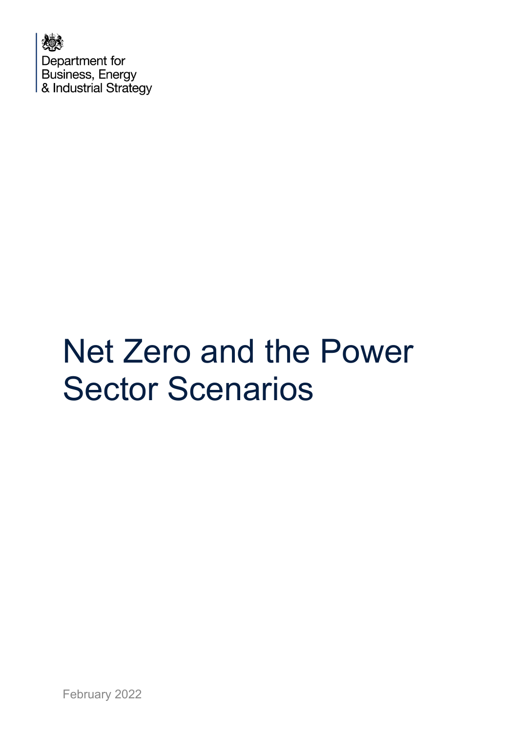Department for
Business, Energy
& Industrial Strategy

# Net Zero and the Power Sector Scenarios

February 2022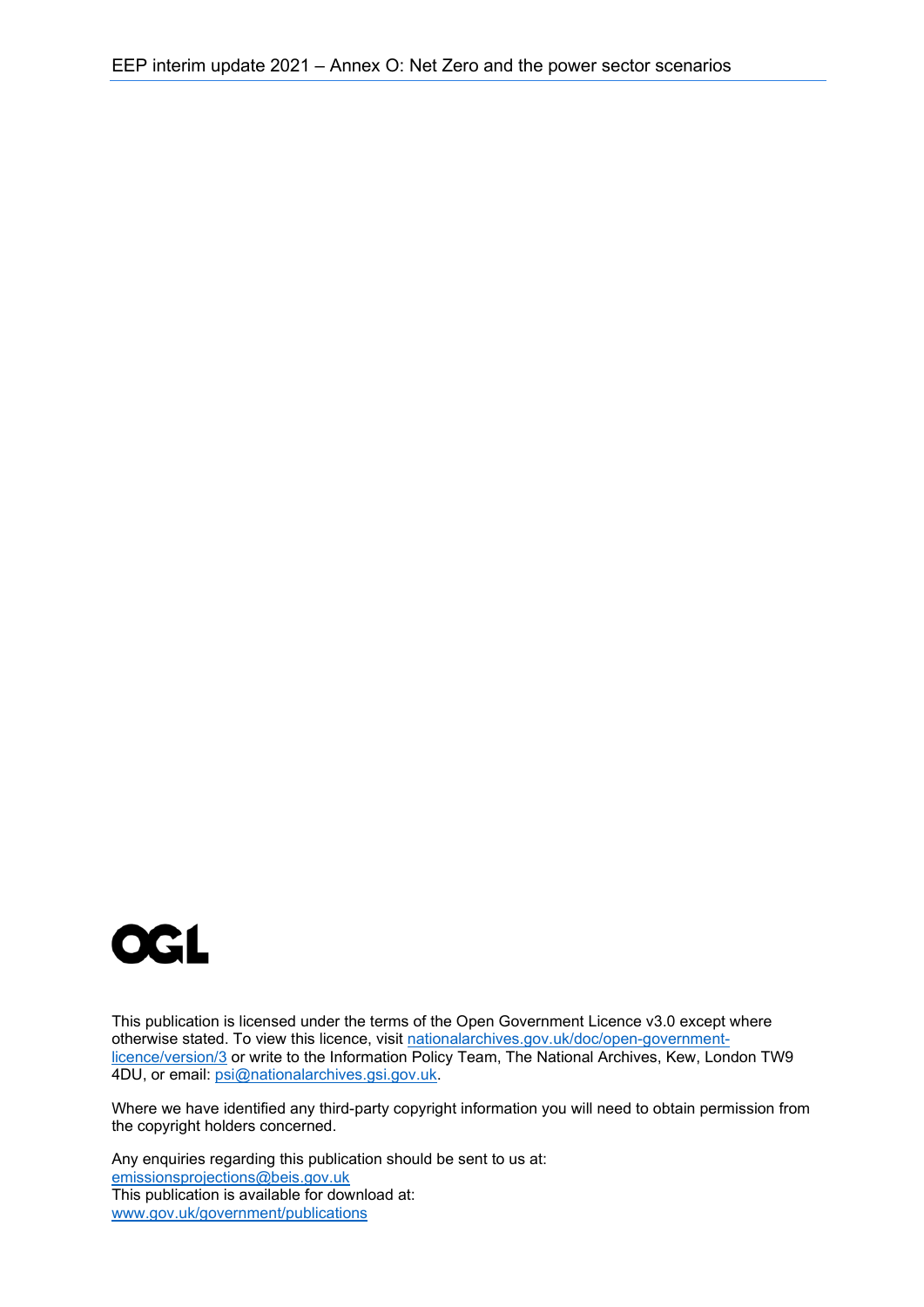OGL

This publication is licensed under the terms of the Open Government Licence v3.0 except where otherwise stated. To view this licence, visit nationalarchives.gov.uk/doc/open-government-licence/version/3 or write to the Information Policy Team, The National Archives, Kew, London TW9 4DU, or email: psi@nationalarchives.gsi.gov.uk.

Where we have identified any third-party copyright information you will need to obtain permission from the copyright holders concerned.

Any enquiries regarding this publication should be sent to us at:
emissionsprojections@beis.gov.uk
This publication is available for download at:
www.gov.uk/government/publications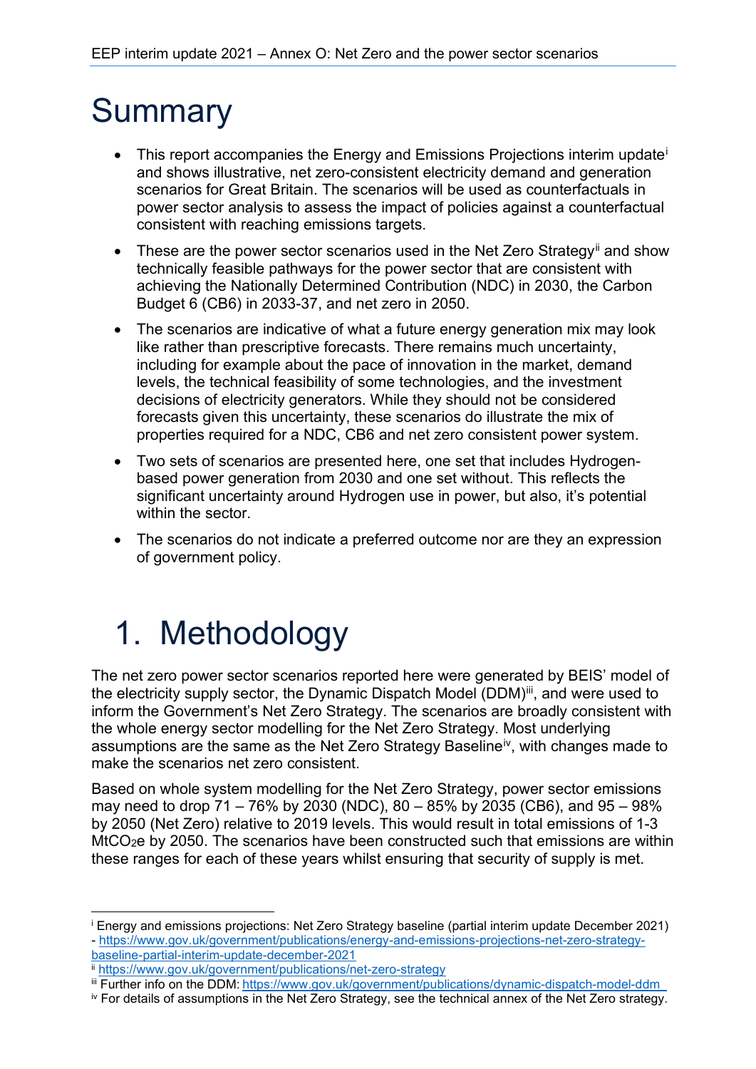# Summary

- This report accompanies the Energy and Emissions Projections interim update[i] and shows illustrative, net zero-consistent electricity demand and generation scenarios for Great Britain. The scenarios will be used as counterfactuals in power sector analysis to assess the impact of policies against a counterfactual consistent with reaching emissions targets.
- These are the power sector scenarios used in the Net Zero Strategy[ii] and show technically feasible pathways for the power sector that are consistent with achieving the Nationally Determined Contribution (NDC) in 2030, the Carbon Budget 6 (CB6) in 2033-37, and net zero in 2050.
- The scenarios are indicative of what a future energy generation mix may look like rather than prescriptive forecasts. There remains much uncertainty, including for example about the pace of innovation in the market, demand levels, the technical feasibility of some technologies, and the investment decisions of electricity generators. While they should not be considered forecasts given this uncertainty, these scenarios do illustrate the mix of properties required for a NDC, CB6 and net zero consistent power system.
- Two sets of scenarios are presented here, one set that includes Hydrogen-based power generation from 2030 and one set without. This reflects the significant uncertainty around Hydrogen use in power, but also, it's potential within the sector.
- The scenarios do not indicate a preferred outcome nor are they an expression of government policy.

# 1. Methodology

The net zero power sector scenarios reported here were generated by BEIS' model of the electricity supply sector, the Dynamic Dispatch Model (DDM)[iii], and were used to inform the Government's Net Zero Strategy. The scenarios are broadly consistent with the whole energy sector modelling for the Net Zero Strategy. Most underlying assumptions are the same as the Net Zero Strategy Baseline[iv], with changes made to make the scenarios net zero consistent.

Based on whole system modelling for the Net Zero Strategy, power sector emissions may need to drop 71 – 76% by 2030 (NDC), 80 – 85% by 2035 (CB6), and 95 – 98% by 2050 (Net Zero) relative to 2019 levels. This would result in total emissions of 1-3 $MtCO_2e$ by 2050. The scenarios have been constructed such that emissions are within these ranges for each of these years whilst ensuring that security of supply is met.

---

[i] Energy and emissions projections: Net Zero Strategy baseline (partial interim update December 2021) - https://www.gov.uk/government/publications/energy-and-emissions-projections-net-zero-strategy-baseline-partial-interim-update-december-2021

[ii] https://www.gov.uk/government/publications/net-zero-strategy

[iii] Further info on the DDM: https://www.gov.uk/government/publications/dynamic-dispatch-model-ddm

[iv] For details of assumptions in the Net Zero Strategy, see the technical annex of the Net Zero strategy.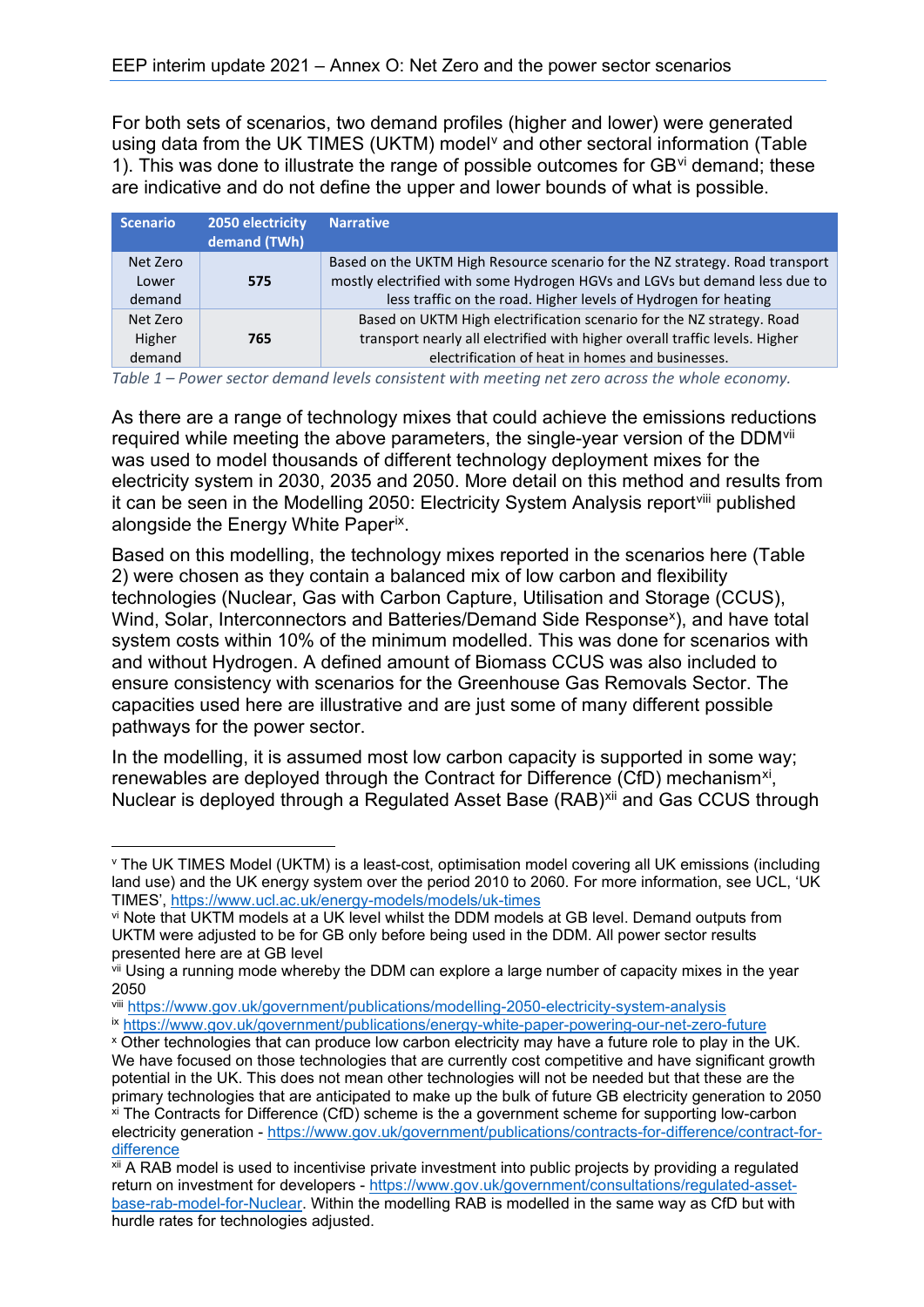For both sets of scenarios, two demand profiles (higher and lower) were generated using data from the UK TIMES (UKTM) model[v] and other sectoral information (Table 1). This was done to illustrate the range of possible outcomes for GB[vi] demand; these are indicative and do not define the upper and lower bounds of what is possible.

| Scenario | 2050 electricity demand (TWh) | Narrative |
|---|---|---|
| Net Zero Lower demand | **575** | Based on the UKTM High Resource scenario for the NZ strategy. Road transport mostly electrified with some Hydrogen HGVs and LGVs but demand less due to less traffic on the road. Higher levels of Hydrogen for heating |
| Net Zero Higher demand | **765** | Based on UKTM High electrification scenario for the NZ strategy. Road transport nearly all electrified with higher overall traffic levels. Higher electrification of heat in homes and businesses. |

*Table 1 – Power sector demand levels consistent with meeting net zero across the whole economy.*

As there are a range of technology mixes that could achieve the emissions reductions required while meeting the above parameters, the single-year version of the DDM[vii] was used to model thousands of different technology deployment mixes for the electricity system in 2030, 2035 and 2050. More detail on this method and results from it can be seen in the Modelling 2050: Electricity System Analysis report[viii] published alongside the Energy White Paper[ix].

Based on this modelling, the technology mixes reported in the scenarios here (Table 2) were chosen as they contain a balanced mix of low carbon and flexibility technologies (Nuclear, Gas with Carbon Capture, Utilisation and Storage (CCUS), Wind, Solar, Interconnectors and Batteries/Demand Side Response[x]), and have total system costs within 10% of the minimum modelled. This was done for scenarios with and without Hydrogen. A defined amount of Biomass CCUS was also included to ensure consistency with scenarios for the Greenhouse Gas Removals Sector. The capacities used here are illustrative and are just some of many different possible pathways for the power sector.

In the modelling, it is assumed most low carbon capacity is supported in some way; renewables are deployed through the Contract for Difference (CfD) mechanism[xi], Nuclear is deployed through a Regulated Asset Base (RAB)[xii] and Gas CCUS through

---

[v] The UK TIMES Model (UKTM) is a least-cost, optimisation model covering all UK emissions (including land use) and the UK energy system over the period 2010 to 2060. For more information, see UCL, 'UK TIMES', https://www.ucl.ac.uk/energy-models/models/uk-times

[vi] Note that UKTM models at a UK level whilst the DDM models at GB level. Demand outputs from UKTM were adjusted to be for GB only before being used in the DDM. All power sector results presented here are at GB level

[vii] Using a running mode whereby the DDM can explore a large number of capacity mixes in the year 2050

[viii] https://www.gov.uk/government/publications/modelling-2050-electricity-system-analysis

[ix] https://www.gov.uk/government/publications/energy-white-paper-powering-our-net-zero-future

[x] Other technologies that can produce low carbon electricity may have a future role to play in the UK. We have focused on those technologies that are currently cost competitive and have significant growth potential in the UK. This does not mean other technologies will not be needed but that these are the primary technologies that are anticipated to make up the bulk of future GB electricity generation to 2050

[xi] The Contracts for Difference (CfD) scheme is the a government scheme for supporting low-carbon electricity generation - https://www.gov.uk/government/publications/contracts-for-difference/contract-for-difference

[xii] A RAB model is used to incentivise private investment into public projects by providing a regulated return on investment for developers - https://www.gov.uk/government/consultations/regulated-asset-base-rab-model-for-Nuclear. Within the modelling RAB is modelled in the same way as CfD but with hurdle rates for technologies adjusted.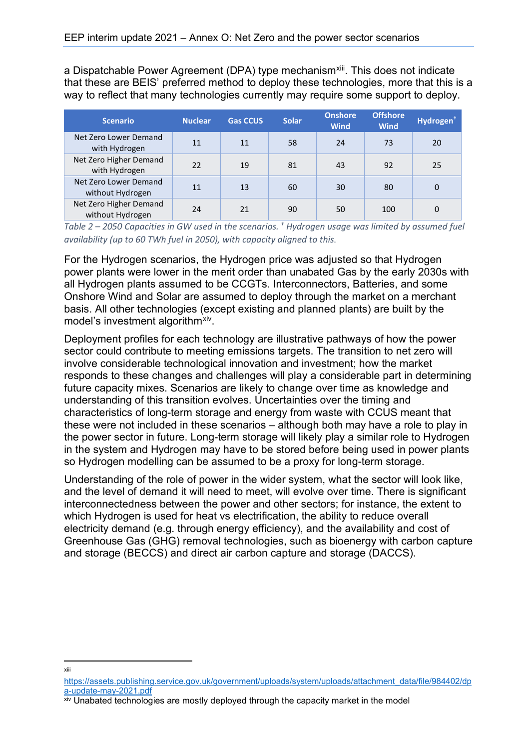a Dispatchable Power Agreement (DPA) type mechanism[xiii]. This does not indicate that these are BEIS' preferred method to deploy these technologies, more that this is a way to reflect that many technologies currently may require some support to deploy.

| Scenario | Nuclear | Gas CCUS | Solar | Onshore Wind | Offshore Wind | Hydrogen[†] |
|---|---|---|---|---|---|---|
| Net Zero Lower Demand with Hydrogen | 11 | 11 | 58 | 24 | 73 | 20 |
| Net Zero Higher Demand with Hydrogen | 22 | 19 | 81 | 43 | 92 | 25 |
| Net Zero Lower Demand without Hydrogen | 11 | 13 | 60 | 30 | 80 | 0 |
| Net Zero Higher Demand without Hydrogen | 24 | 21 | 90 | 50 | 100 | 0 |

*Table 2 – 2050 Capacities in GW used in the scenarios. [†] Hydrogen usage was limited by assumed fuel availability (up to 60 TWh fuel in 2050), with capacity aligned to this.*

For the Hydrogen scenarios, the Hydrogen price was adjusted so that Hydrogen power plants were lower in the merit order than unabated Gas by the early 2030s with all Hydrogen plants assumed to be CCGTs. Interconnectors, Batteries, and some Onshore Wind and Solar are assumed to deploy through the market on a merchant basis. All other technologies (except existing and planned plants) are built by the model's investment algorithm[xiv].

Deployment profiles for each technology are illustrative pathways of how the power sector could contribute to meeting emissions targets. The transition to net zero will involve considerable technological innovation and investment; how the market responds to these changes and challenges will play a considerable part in determining future capacity mixes. Scenarios are likely to change over time as knowledge and understanding of this transition evolves. Uncertainties over the timing and characteristics of long-term storage and energy from waste with CCUS meant that these were not included in these scenarios – although both may have a role to play in the power sector in future. Long-term storage will likely play a similar role to Hydrogen in the system and Hydrogen may have to be stored before being used in power plants so Hydrogen modelling can be assumed to be a proxy for long-term storage.

Understanding of the role of power in the wider system, what the sector will look like, and the level of demand it will need to meet, will evolve over time. There is significant interconnectedness between the power and other sectors; for instance, the extent to which Hydrogen is used for heat vs electrification, the ability to reduce overall electricity demand (e.g. through energy efficiency), and the availability and cost of Greenhouse Gas (GHG) removal technologies, such as bioenergy with carbon capture and storage (BECCS) and direct air carbon capture and storage (DACCS).

---

[xiii] https://assets.publishing.service.gov.uk/government/uploads/system/uploads/attachment_data/file/984402/dpa-update-may-2021.pdf

[xiv] Unabated technologies are mostly deployed through the capacity market in the model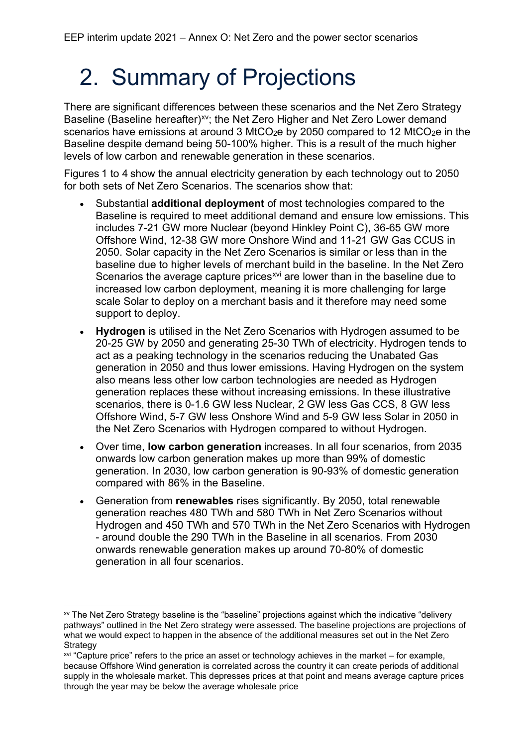# 2. Summary of Projections

There are significant differences between these scenarios and the Net Zero Strategy Baseline (Baseline hereafter)[xv]; the Net Zero Higher and Net Zero Lower demand scenarios have emissions at around 3 $MtCO_{2}e$ by 2050 compared to 12 $MtCO_{2}e$ in the Baseline despite demand being 50-100% higher. This is a result of the much higher levels of low carbon and renewable generation in these scenarios.

Figures 1 to 4 show the annual electricity generation by each technology out to 2050 for both sets of Net Zero Scenarios. The scenarios show that:

- Substantial **additional deployment** of most technologies compared to the Baseline is required to meet additional demand and ensure low emissions. This includes 7-21 GW more Nuclear (beyond Hinkley Point C), 36-65 GW more Offshore Wind, 12-38 GW more Onshore Wind and 11-21 GW Gas CCUS in 2050. Solar capacity in the Net Zero Scenarios is similar or less than in the baseline due to higher levels of merchant build in the baseline. In the Net Zero Scenarios the average capture prices[xvi] are lower than in the baseline due to increased low carbon deployment, meaning it is more challenging for large scale Solar to deploy on a merchant basis and it therefore may need some support to deploy.
- **Hydrogen** is utilised in the Net Zero Scenarios with Hydrogen assumed to be 20-25 GW by 2050 and generating 25-30 TWh of electricity. Hydrogen tends to act as a peaking technology in the scenarios reducing the Unabated Gas generation in 2050 and thus lower emissions. Having Hydrogen on the system also means less other low carbon technologies are needed as Hydrogen generation replaces these without increasing emissions. In these illustrative scenarios, there is 0-1.6 GW less Nuclear, 2 GW less Gas CCS, 8 GW less Offshore Wind, 5-7 GW less Onshore Wind and 5-9 GW less Solar in 2050 in the Net Zero Scenarios with Hydrogen compared to without Hydrogen.
- Over time, **low carbon generation** increases. In all four scenarios, from 2035 onwards low carbon generation makes up more than 99% of domestic generation. In 2030, low carbon generation is 90-93% of domestic generation compared with 86% in the Baseline.
- Generation from **renewables** rises significantly. By 2050, total renewable generation reaches 480 TWh and 580 TWh in Net Zero Scenarios without Hydrogen and 450 TWh and 570 TWh in the Net Zero Scenarios with Hydrogen - around double the 290 TWh in the Baseline in all scenarios. From 2030 onwards renewable generation makes up around 70-80% of domestic generation in all four scenarios.

---

[xv] The Net Zero Strategy baseline is the "baseline" projections against which the indicative "delivery pathways" outlined in the Net Zero strategy were assessed. The baseline projections are projections of what we would expect to happen in the absence of the additional measures set out in the Net Zero Strategy

[xvi] "Capture price" refers to the price an asset or technology achieves in the market – for example, because Offshore Wind generation is correlated across the country it can create periods of additional supply in the wholesale market. This depresses prices at that point and means average capture prices through the year may be below the average wholesale price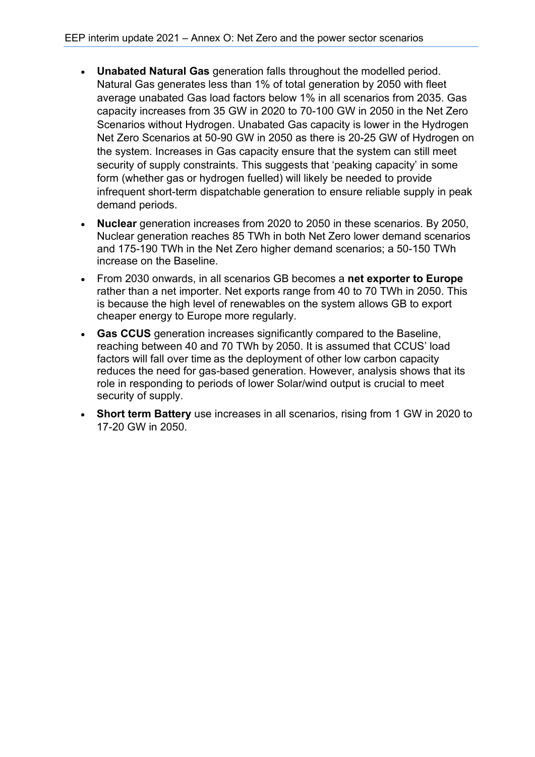- **Unabated Natural Gas** generation falls throughout the modelled period. Natural Gas generates less than 1% of total generation by 2050 with fleet average unabated Gas load factors below 1% in all scenarios from 2035. Gas capacity increases from 35 GW in 2020 to 70-100 GW in 2050 in the Net Zero Scenarios without Hydrogen. Unabated Gas capacity is lower in the Hydrogen Net Zero Scenarios at 50-90 GW in 2050 as there is 20-25 GW of Hydrogen on the system. Increases in Gas capacity ensure that the system can still meet security of supply constraints. This suggests that 'peaking capacity' in some form (whether gas or hydrogen fuelled) will likely be needed to provide infrequent short-term dispatchable generation to ensure reliable supply in peak demand periods.
- **Nuclear** generation increases from 2020 to 2050 in these scenarios. By 2050, Nuclear generation reaches 85 TWh in both Net Zero lower demand scenarios and 175-190 TWh in the Net Zero higher demand scenarios; a 50-150 TWh increase on the Baseline.
- From 2030 onwards, in all scenarios GB becomes a **net exporter to Europe** rather than a net importer. Net exports range from 40 to 70 TWh in 2050. This is because the high level of renewables on the system allows GB to export cheaper energy to Europe more regularly.
- **Gas CCUS** generation increases significantly compared to the Baseline, reaching between 40 and 70 TWh by 2050. It is assumed that CCUS' load factors will fall over time as the deployment of other low carbon capacity reduces the need for gas-based generation. However, analysis shows that its role in responding to periods of lower Solar/wind output is crucial to meet security of supply.
- **Short term Battery** use increases in all scenarios, rising from 1 GW in 2020 to 17-20 GW in 2050.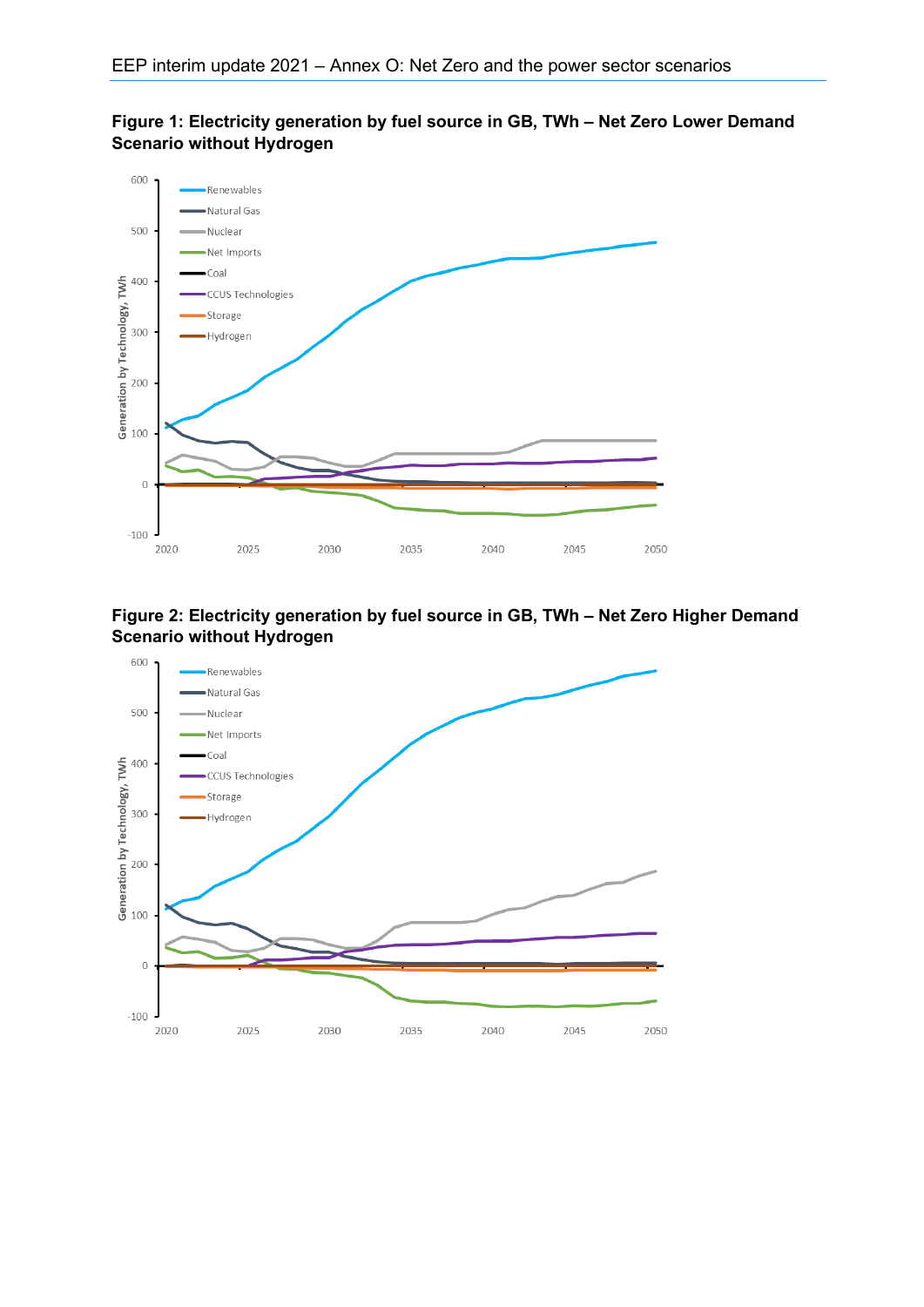**Figure 1: Electricity generation by fuel source in GB, TWh – Net Zero Lower Demand Scenario without Hydrogen**

**Figure 2: Electricity generation by fuel source in GB, TWh – Net Zero Higher Demand Scenario without Hydrogen**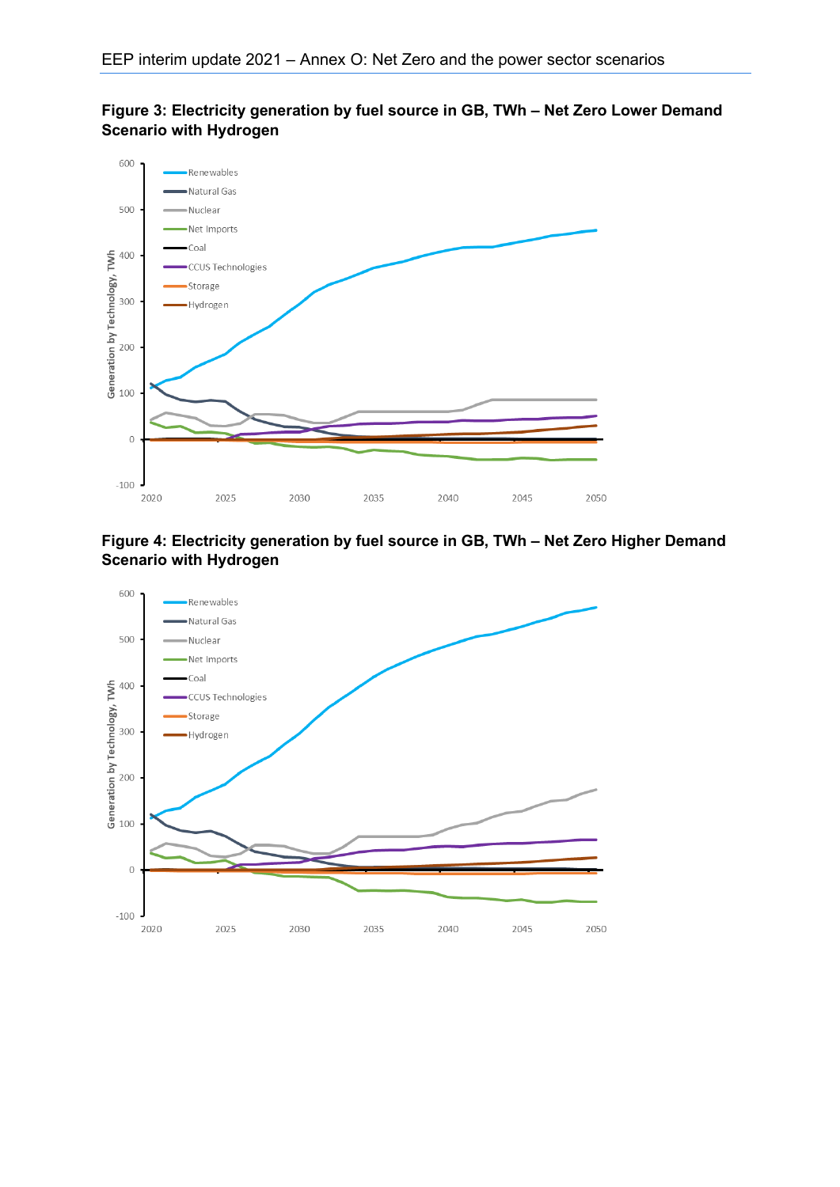**Figure 3: Electricity generation by fuel source in GB, TWh – Net Zero Lower Demand Scenario with Hydrogen**

**Figure 4: Electricity generation by fuel source in GB, TWh – Net Zero Higher Demand Scenario with Hydrogen**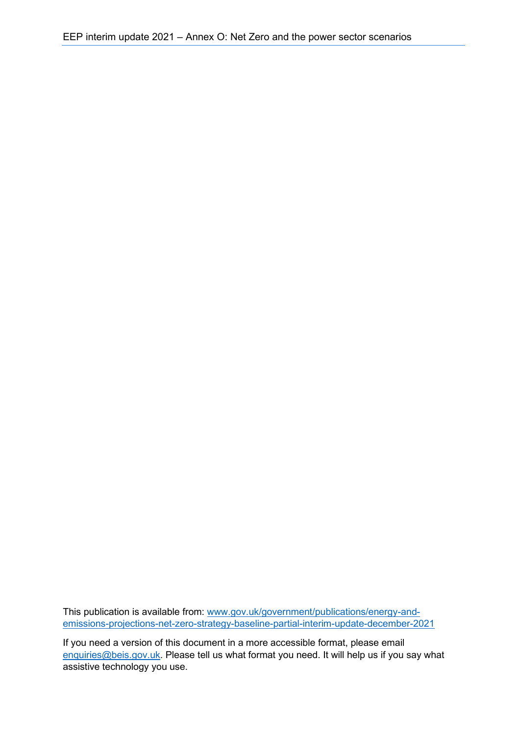This publication is available from: [www.gov.uk/government/publications/energy-and-emissions-projections-net-zero-strategy-baseline-partial-interim-update-december-2021](www.gov.uk/government/publications/energy-and-emissions-projections-net-zero-strategy-baseline-partial-interim-update-december-2021)

If you need a version of this document in a more accessible format, please email [enquiries@beis.gov.uk](mailto:enquiries@beis.gov.uk). Please tell us what format you need. It will help us if you say what assistive technology you use.